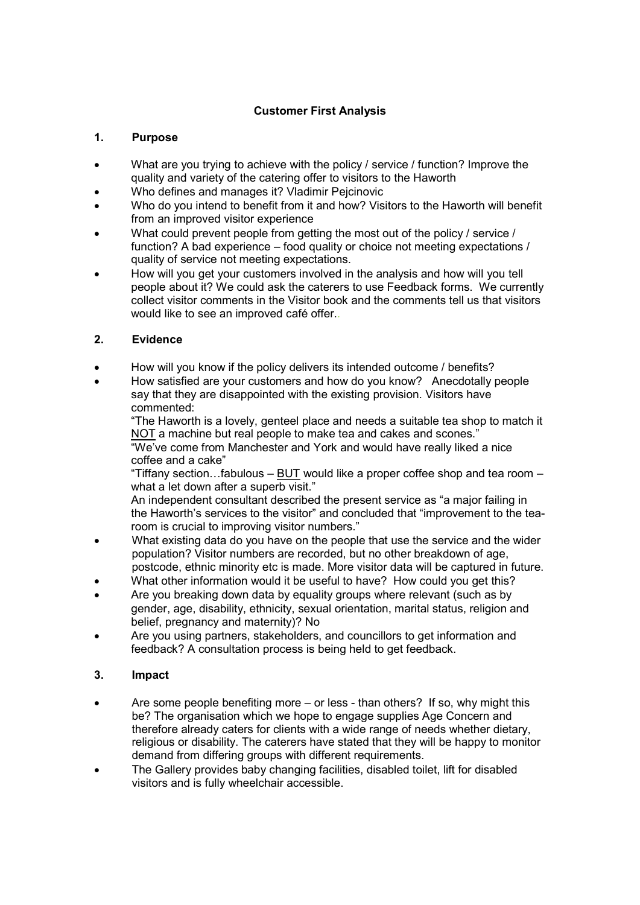# Customer First Analysis

## 1. Purpose

- What are you trying to achieve with the policy / service / function? Improve the quality and variety of the catering offer to visitors to the Haworth
- Who defines and manages it? Vladimir Pejcinovic
- Who do you intend to benefit from it and how? Visitors to the Haworth will benefit from an improved visitor experience
- What could prevent people from getting the most out of the policy / service / function? A bad experience – food quality or choice not meeting expectations / quality of service not meeting expectations.
- How will you get your customers involved in the analysis and how will you tell people about it? We could ask the caterers to use Feedback forms. We currently collect visitor comments in the Visitor book and the comments tell us that visitors would like to see an improved café offer..

## 2. Evidence

- How will you know if the policy delivers its intended outcome / benefits?
- How satisfied are your customers and how do you know? Anecdotally people say that they are disappointed with the existing provision. Visitors have commented:

  "The Haworth is a lovely, genteel place and needs a suitable tea shop to match it <u>NOT</u> a machine but real people to make tea and cakes and scones."

  "We've come from Manchester and York and would have really liked a nice coffee and a cake"

  "Tiffany section…fabulous – <u>BUT</u> would like a proper coffee shop and tea room – what a let down after a superb visit."

  An independent consultant described the present service as "a major failing in the Haworth's services to the visitor" and concluded that "improvement to the tea-room is crucial to improving visitor numbers."
- What existing data do you have on the people that use the service and the wider population? Visitor numbers are recorded, but no other breakdown of age, postcode, ethnic minority etc is made. More visitor data will be captured in future.
- What other information would it be useful to have? How could you get this?
- Are you breaking down data by equality groups where relevant (such as by gender, age, disability, ethnicity, sexual orientation, marital status, religion and belief, pregnancy and maternity)? No
- Are you using partners, stakeholders, and councillors to get information and feedback? A consultation process is being held to get feedback.

## 3. Impact

- Are some people benefiting more – or less - than others? If so, why might this be? The organisation which we hope to engage supplies Age Concern and therefore already caters for clients with a wide range of needs whether dietary, religious or disability. The caterers have stated that they will be happy to monitor demand from differing groups with different requirements.
- The Gallery provides baby changing facilities, disabled toilet, lift for disabled visitors and is fully wheelchair accessible.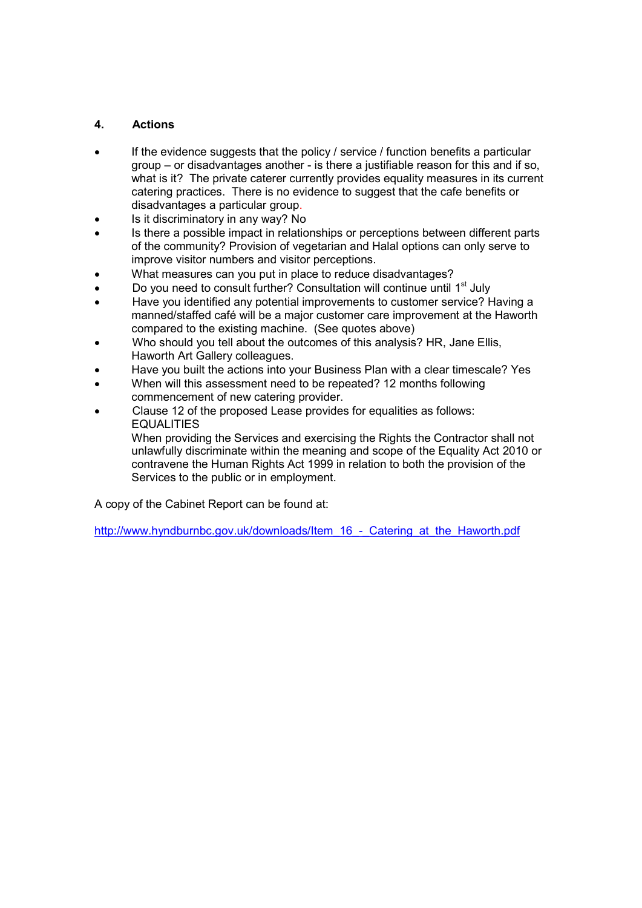## 4. Actions

- If the evidence suggests that the policy / service / function benefits a particular group – or disadvantages another - is there a justifiable reason for this and if so, what is it? The private caterer currently provides equality measures in its current catering practices. There is no evidence to suggest that the cafe benefits or disadvantages a particular group.
- Is it discriminatory in any way? No
- Is there a possible impact in relationships or perceptions between different parts of the community? Provision of vegetarian and Halal options can only serve to improve visitor numbers and visitor perceptions.
- What measures can you put in place to reduce disadvantages?
- Do you need to consult further? Consultation will continue until 1st July
- Have you identified any potential improvements to customer service? Having a manned/staffed café will be a major customer care improvement at the Haworth compared to the existing machine. (See quotes above)
- Who should you tell about the outcomes of this analysis? HR, Jane Ellis, Haworth Art Gallery colleagues.
- Have you built the actions into your Business Plan with a clear timescale? Yes
- When will this assessment need to be repeated? 12 months following commencement of new catering provider.
- Clause 12 of the proposed Lease provides for equalities as follows:
  EQUALITIES
  When providing the Services and exercising the Rights the Contractor shall not unlawfully discriminate within the meaning and scope of the Equality Act 2010 or contravene the Human Rights Act 1999 in relation to both the provision of the Services to the public or in employment.

A copy of the Cabinet Report can be found at:

http://www.hyndburnbc.gov.uk/downloads/Item_16_-_Catering_at_the_Haworth.pdf